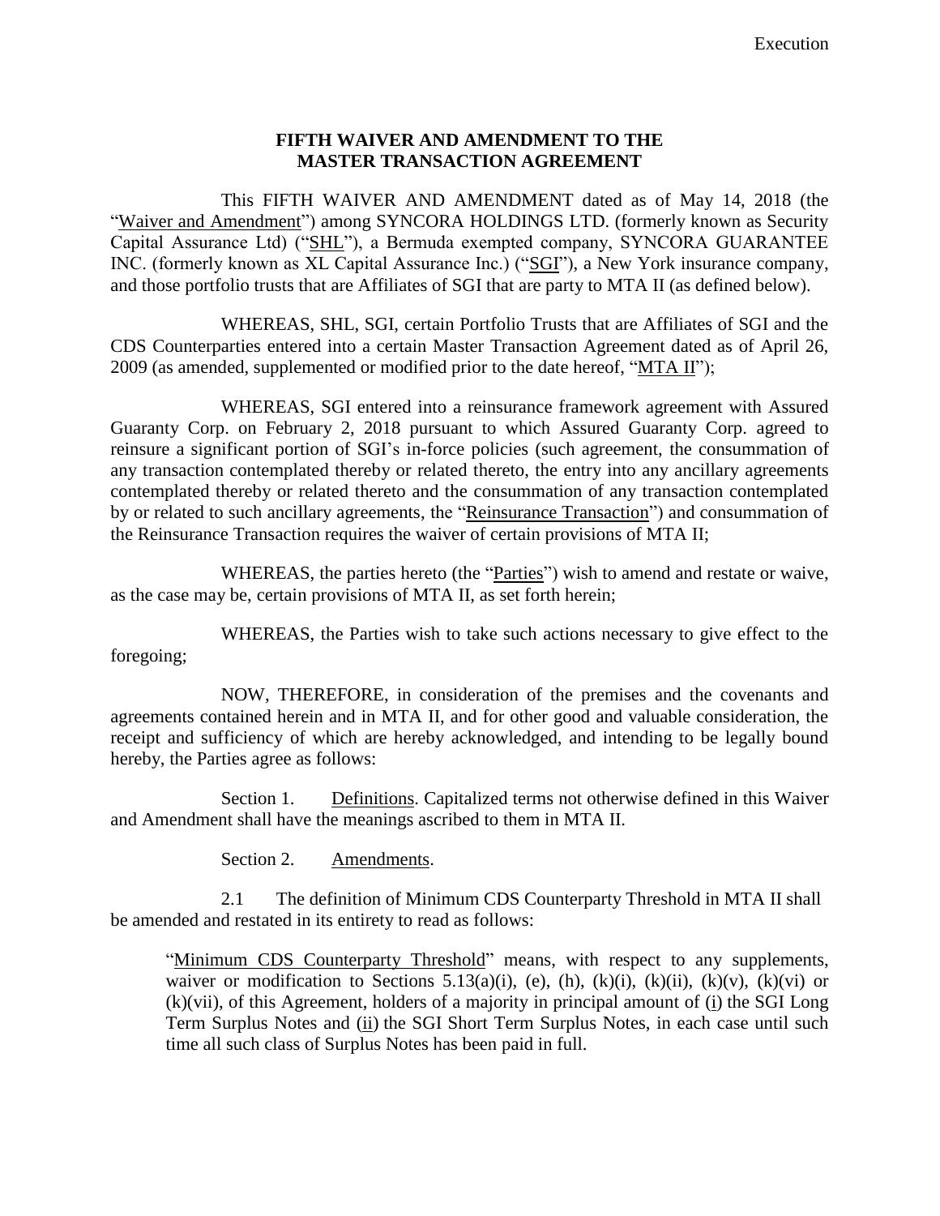Execution

**FIFTH WAIVER AND AMENDMENT TO THE MASTER TRANSACTION AGREEMENT**

This FIFTH WAIVER AND AMENDMENT dated as of May 14, 2018 (the "Waiver and Amendment") among SYNCORA HOLDINGS LTD. (formerly known as Security Capital Assurance Ltd) ("SHL"), a Bermuda exempted company, SYNCORA GUARANTEE INC. (formerly known as XL Capital Assurance Inc.) ("SGI"), a New York insurance company, and those portfolio trusts that are Affiliates of SGI that are party to MTA II (as defined below).

WHEREAS, SHL, SGI, certain Portfolio Trusts that are Affiliates of SGI and the CDS Counterparties entered into a certain Master Transaction Agreement dated as of April 26, 2009 (as amended, supplemented or modified prior to the date hereof, "MTA II");

WHEREAS, SGI entered into a reinsurance framework agreement with Assured Guaranty Corp. on February 2, 2018 pursuant to which Assured Guaranty Corp. agreed to reinsure a significant portion of SGI's in-force policies (such agreement, the consummation of any transaction contemplated thereby or related thereto, the entry into any ancillary agreements contemplated thereby or related thereto and the consummation of any transaction contemplated by or related to such ancillary agreements, the "Reinsurance Transaction") and consummation of the Reinsurance Transaction requires the waiver of certain provisions of MTA II;

WHEREAS, the parties hereto (the "Parties") wish to amend and restate or waive, as the case may be, certain provisions of MTA II, as set forth herein;

WHEREAS, the Parties wish to take such actions necessary to give effect to the foregoing;

NOW, THEREFORE, in consideration of the premises and the covenants and agreements contained herein and in MTA II, and for other good and valuable consideration, the receipt and sufficiency of which are hereby acknowledged, and intending to be legally bound hereby, the Parties agree as follows:

Section 1. Definitions. Capitalized terms not otherwise defined in this Waiver and Amendment shall have the meanings ascribed to them in MTA II.

Section 2. Amendments.

2.1 The definition of Minimum CDS Counterparty Threshold in MTA II shall be amended and restated in its entirety to read as follows:

> "Minimum CDS Counterparty Threshold" means, with respect to any supplements, waiver or modification to Sections 5.13(a)(i), (e), (h), (k)(i), (k)(ii), (k)(v), (k)(vi) or (k)(vii), of this Agreement, holders of a majority in principal amount of (i) the SGI Long Term Surplus Notes and (ii) the SGI Short Term Surplus Notes, in each case until such time all such class of Surplus Notes has been paid in full.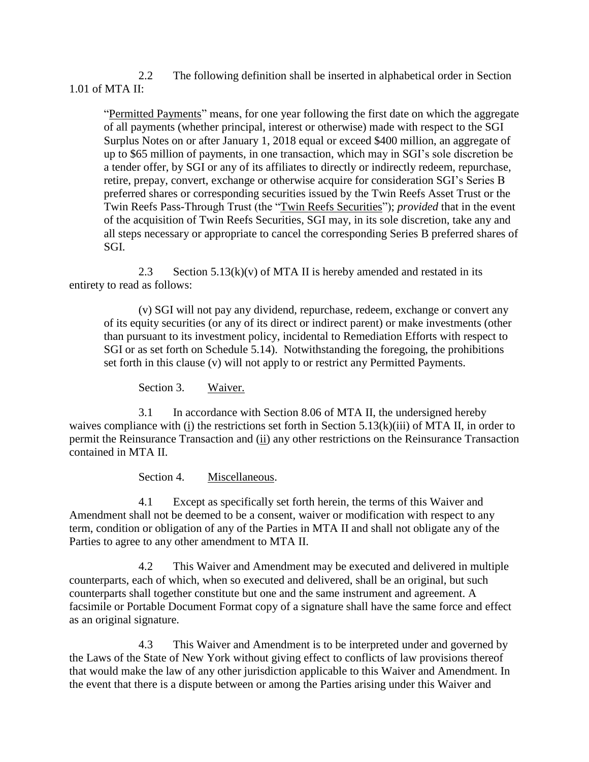2.2 The following definition shall be inserted in alphabetical order in Section 1.01 of MTA II:

> "Permitted Payments" means, for one year following the first date on which the aggregate of all payments (whether principal, interest or otherwise) made with respect to the SGI Surplus Notes on or after January 1, 2018 equal or exceed $400 million, an aggregate of up to $65 million of payments, in one transaction, which may in SGI's sole discretion be a tender offer, by SGI or any of its affiliates to directly or indirectly redeem, repurchase, retire, prepay, convert, exchange or otherwise acquire for consideration SGI's Series B preferred shares or corresponding securities issued by the Twin Reefs Asset Trust or the Twin Reefs Pass-Through Trust (the "Twin Reefs Securities"); *provided* that in the event of the acquisition of Twin Reefs Securities, SGI may, in its sole discretion, take any and all steps necessary or appropriate to cancel the corresponding Series B preferred shares of SGI.

2.3 Section 5.13(k)(v) of MTA II is hereby amended and restated in its entirety to read as follows:

> (v) SGI will not pay any dividend, repurchase, redeem, exchange or convert any of its equity securities (or any of its direct or indirect parent) or make investments (other than pursuant to its investment policy, incidental to Remediation Efforts with respect to SGI or as set forth on Schedule 5.14). Notwithstanding the foregoing, the prohibitions set forth in this clause (v) will not apply to or restrict any Permitted Payments.

Section 3. Waiver.

3.1 In accordance with Section 8.06 of MTA II, the undersigned hereby waives compliance with (i) the restrictions set forth in Section 5.13(k)(iii) of MTA II, in order to permit the Reinsurance Transaction and (ii) any other restrictions on the Reinsurance Transaction contained in MTA II.

Section 4. Miscellaneous.

4.1 Except as specifically set forth herein, the terms of this Waiver and Amendment shall not be deemed to be a consent, waiver or modification with respect to any term, condition or obligation of any of the Parties in MTA II and shall not obligate any of the Parties to agree to any other amendment to MTA II.

4.2 This Waiver and Amendment may be executed and delivered in multiple counterparts, each of which, when so executed and delivered, shall be an original, but such counterparts shall together constitute but one and the same instrument and agreement. A facsimile or Portable Document Format copy of a signature shall have the same force and effect as an original signature.

4.3 This Waiver and Amendment is to be interpreted under and governed by the Laws of the State of New York without giving effect to conflicts of law provisions thereof that would make the law of any other jurisdiction applicable to this Waiver and Amendment. In the event that there is a dispute between or among the Parties arising under this Waiver and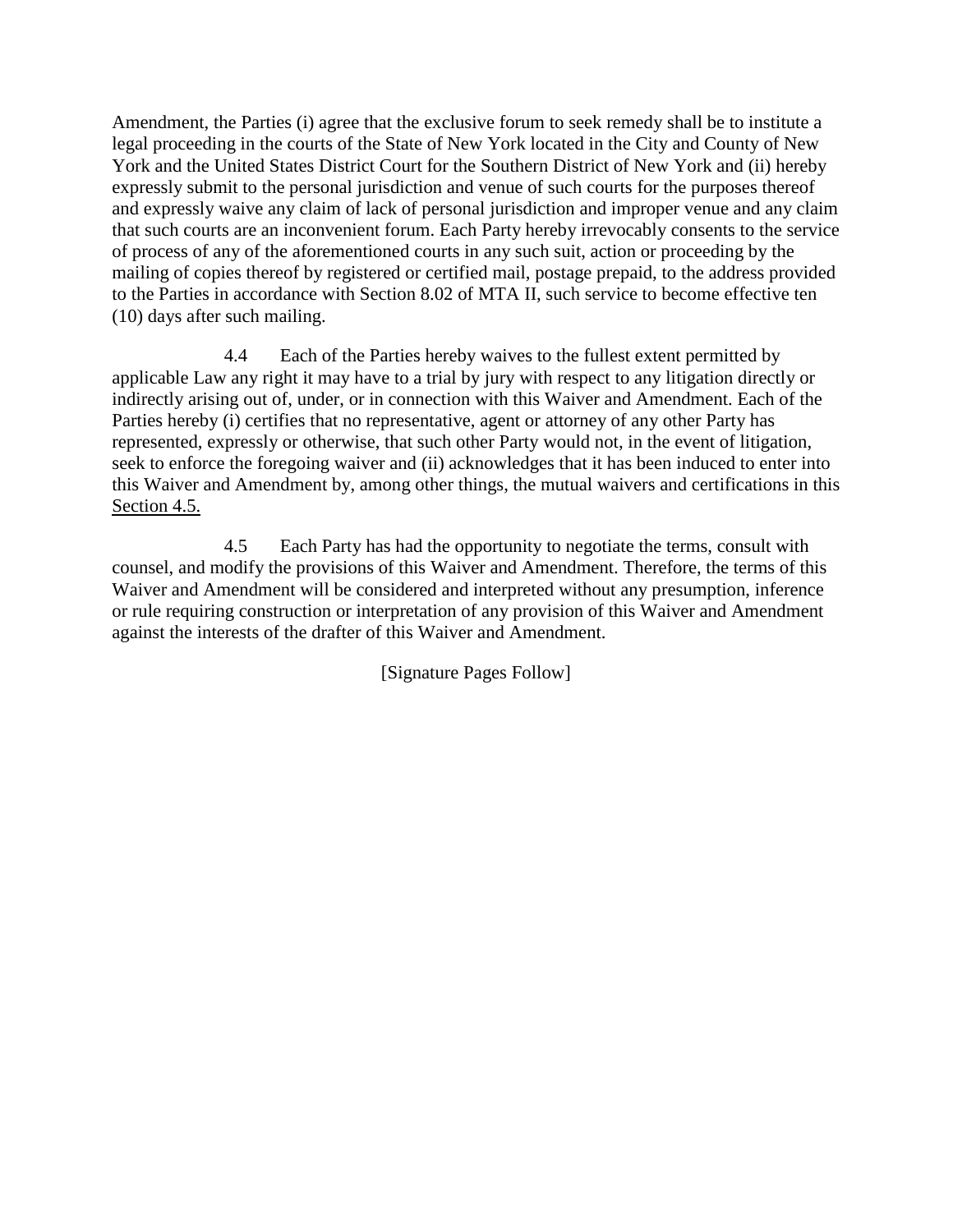Amendment, the Parties (i) agree that the exclusive forum to seek remedy shall be to institute a legal proceeding in the courts of the State of New York located in the City and County of New York and the United States District Court for the Southern District of New York and (ii) hereby expressly submit to the personal jurisdiction and venue of such courts for the purposes thereof and expressly waive any claim of lack of personal jurisdiction and improper venue and any claim that such courts are an inconvenient forum. Each Party hereby irrevocably consents to the service of process of any of the aforementioned courts in any such suit, action or proceeding by the mailing of copies thereof by registered or certified mail, postage prepaid, to the address provided to the Parties in accordance with Section 8.02 of MTA II, such service to become effective ten (10) days after such mailing.

4.4 Each of the Parties hereby waives to the fullest extent permitted by applicable Law any right it may have to a trial by jury with respect to any litigation directly or indirectly arising out of, under, or in connection with this Waiver and Amendment. Each of the Parties hereby (i) certifies that no representative, agent or attorney of any other Party has represented, expressly or otherwise, that such other Party would not, in the event of litigation, seek to enforce the foregoing waiver and (ii) acknowledges that it has been induced to enter into this Waiver and Amendment by, among other things, the mutual waivers and certifications in this Section 4.5.

4.5 Each Party has had the opportunity to negotiate the terms, consult with counsel, and modify the provisions of this Waiver and Amendment. Therefore, the terms of this Waiver and Amendment will be considered and interpreted without any presumption, inference or rule requiring construction or interpretation of any provision of this Waiver and Amendment against the interests of the drafter of this Waiver and Amendment.

[Signature Pages Follow]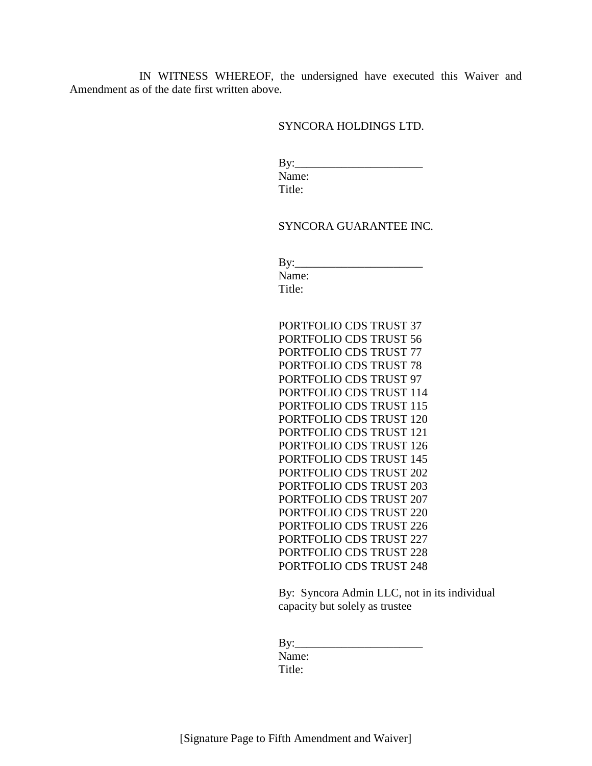IN WITNESS WHEREOF, the undersigned have executed this Waiver and Amendment as of the date first written above.

SYNCORA HOLDINGS LTD.

By:______________________
Name:
Title:

SYNCORA GUARANTEE INC.

By:______________________
Name:
Title:

PORTFOLIO CDS TRUST 37
PORTFOLIO CDS TRUST 56
PORTFOLIO CDS TRUST 77
PORTFOLIO CDS TRUST 78
PORTFOLIO CDS TRUST 97
PORTFOLIO CDS TRUST 114
PORTFOLIO CDS TRUST 115
PORTFOLIO CDS TRUST 120
PORTFOLIO CDS TRUST 121
PORTFOLIO CDS TRUST 126
PORTFOLIO CDS TRUST 145
PORTFOLIO CDS TRUST 202
PORTFOLIO CDS TRUST 203
PORTFOLIO CDS TRUST 207
PORTFOLIO CDS TRUST 220
PORTFOLIO CDS TRUST 226
PORTFOLIO CDS TRUST 227
PORTFOLIO CDS TRUST 228
PORTFOLIO CDS TRUST 248

By: Syncora Admin LLC, not in its individual capacity but solely as trustee

By:______________________
Name:
Title:

[Signature Page to Fifth Amendment and Waiver]